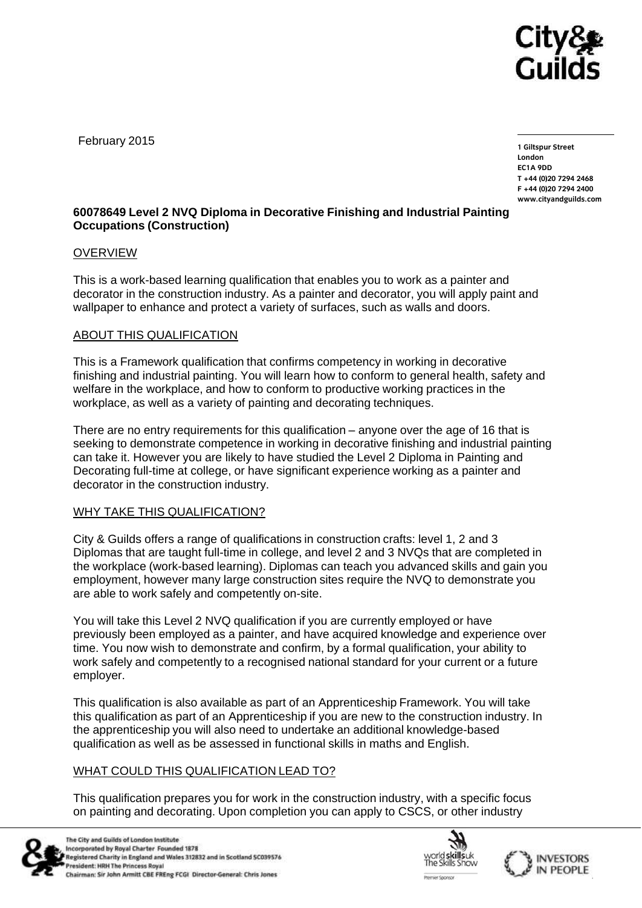February 2015

1 Giltspur Street
London
EC1A 9DD
T +44 (0)20 7294 2468
F +44 (0)20 7294 2400
www.cityandguilds.com

**60078649 Level 2 NVQ Diploma in Decorative Finishing and Industrial Painting Occupations (Construction)**

## OVERVIEW

This is a work-based learning qualification that enables you to work as a painter and decorator in the construction industry. As a painter and decorator, you will apply paint and wallpaper to enhance and protect a variety of surfaces, such as walls and doors.

## ABOUT THIS QUALIFICATION

This is a Framework qualification that confirms competency in working in decorative finishing and industrial painting. You will learn how to conform to general health, safety and welfare in the workplace, and how to conform to productive working practices in the workplace, as well as a variety of painting and decorating techniques.

There are no entry requirements for this qualification – anyone over the age of 16 that is seeking to demonstrate competence in working in decorative finishing and industrial painting can take it. However you are likely to have studied the Level 2 Diploma in Painting and Decorating full-time at college, or have significant experience working as a painter and decorator in the construction industry.

## WHY TAKE THIS QUALIFICATION?

City & Guilds offers a range of qualifications in construction crafts: level 1, 2 and 3 Diplomas that are taught full-time in college, and level 2 and 3 NVQs that are completed in the workplace (work-based learning). Diplomas can teach you advanced skills and gain you employment, however many large construction sites require the NVQ to demonstrate you are able to work safely and competently on-site.

You will take this Level 2 NVQ qualification if you are currently employed or have previously been employed as a painter, and have acquired knowledge and experience over time. You now wish to demonstrate and confirm, by a formal qualification, your ability to work safely and competently to a recognised national standard for your current or a future employer.

This qualification is also available as part of an Apprenticeship Framework. You will take this qualification as part of an Apprenticeship if you are new to the construction industry. In the apprenticeship you will also need to undertake an additional knowledge-based qualification as well as be assessed in functional skills in maths and English.

## WHAT COULD THIS QUALIFICATION LEAD TO?

This qualification prepares you for work in the construction industry, with a specific focus on painting and decorating. Upon completion you can apply to CSCS, or other industry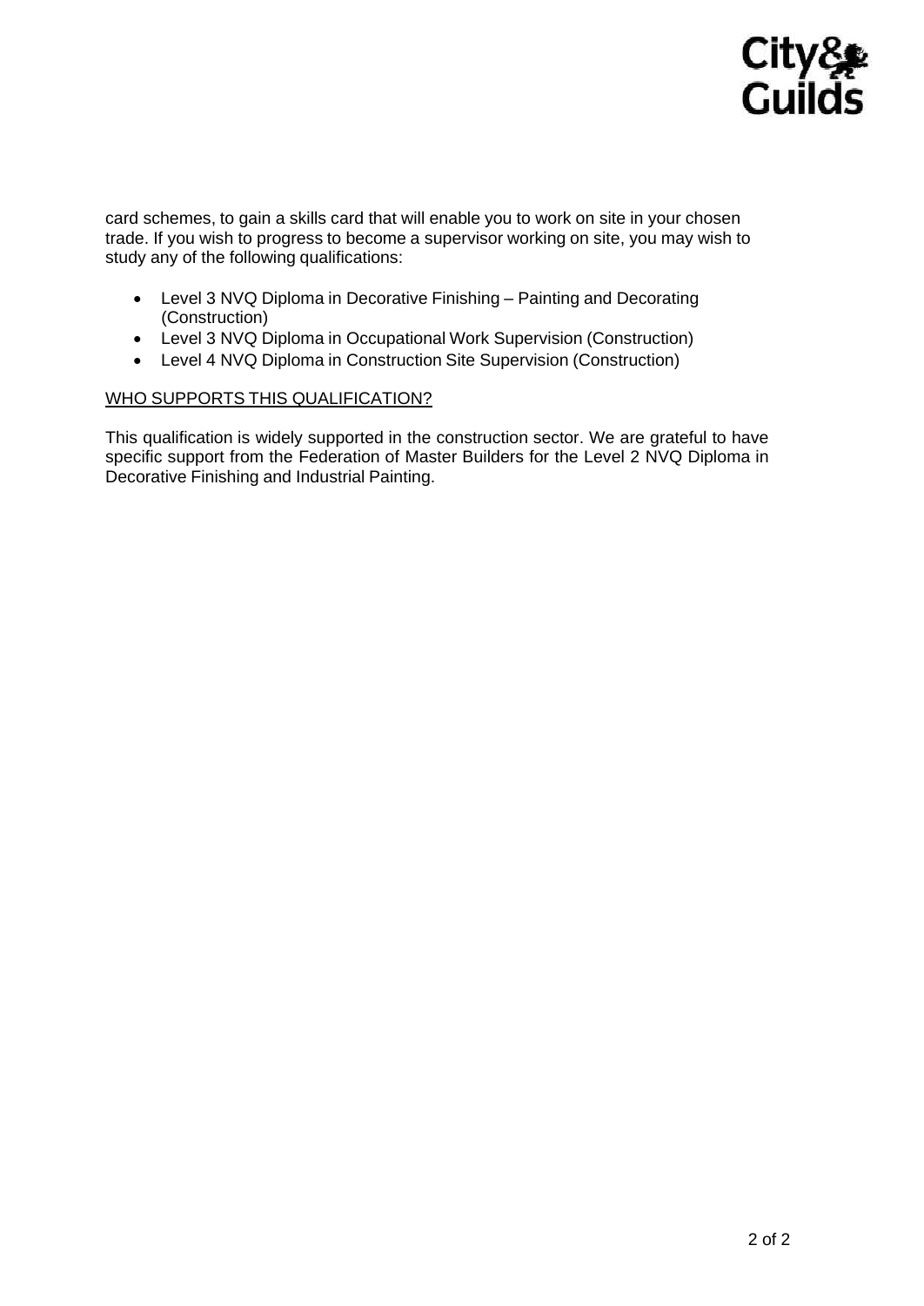card schemes, to gain a skills card that will enable you to work on site in your chosen trade. If you wish to progress to become a supervisor working on site, you may wish to study any of the following qualifications:

- Level 3 NVQ Diploma in Decorative Finishing – Painting and Decorating (Construction)
- Level 3 NVQ Diploma in Occupational Work Supervision (Construction)
- Level 4 NVQ Diploma in Construction Site Supervision (Construction)

## WHO SUPPORTS THIS QUALIFICATION?

This qualification is widely supported in the construction sector. We are grateful to have specific support from the Federation of Master Builders for the Level 2 NVQ Diploma in Decorative Finishing and Industrial Painting.